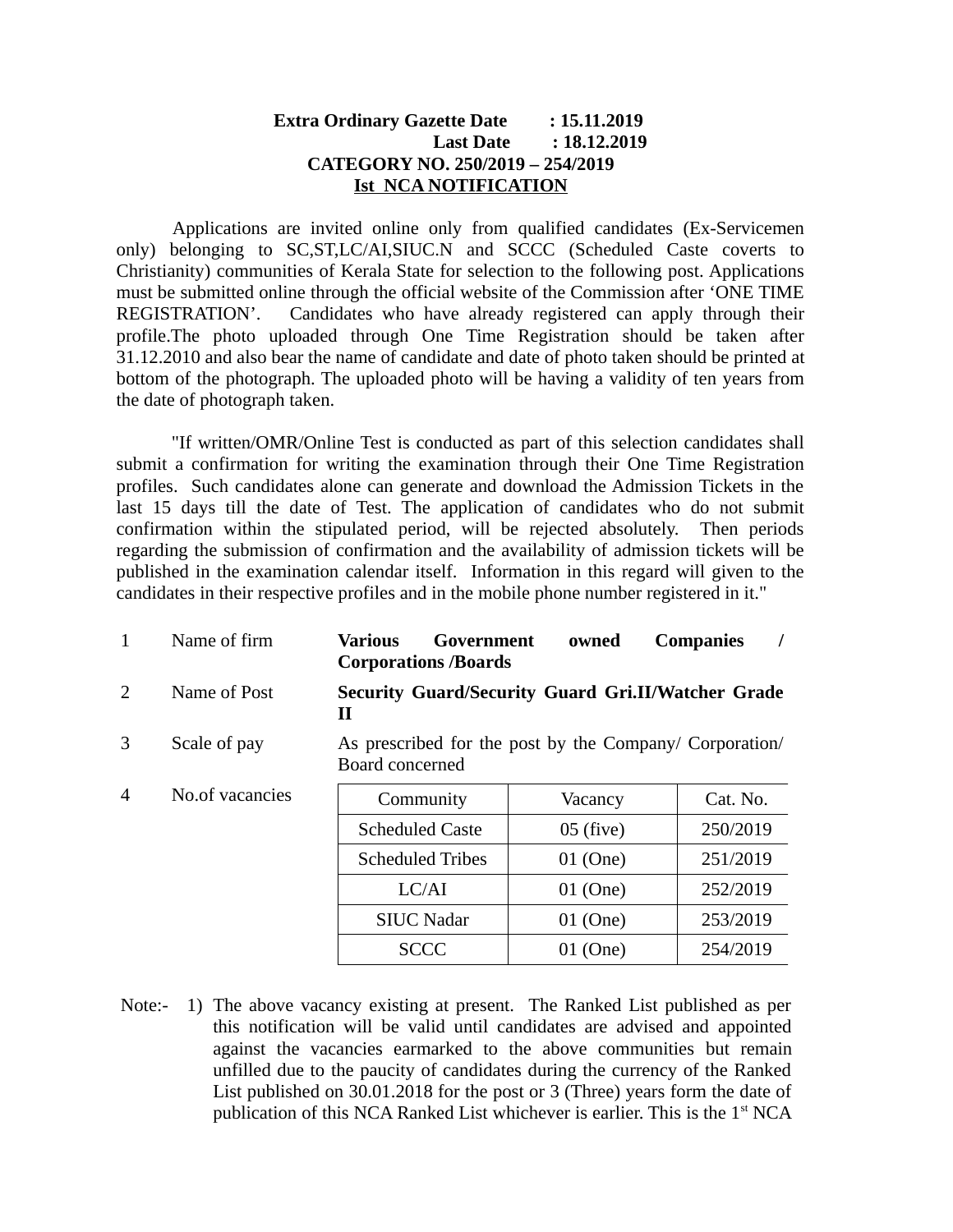**Extra Ordinary Gazette Date : 15.11.2019**
**Last Date : 18.12.2019**
**CATEGORY NO. 250/2019 – 254/2019**
**Ist NCA NOTIFICATION**

Applications are invited online only from qualified candidates (Ex-Servicemen only) belonging to SC,ST,LC/AI,SIUC.N and SCCC (Scheduled Caste coverts to Christianity) communities of Kerala State for selection to the following post. Applications must be submitted online through the official website of the Commission after 'ONE TIME REGISTRATION'. Candidates who have already registered can apply through their profile.The photo uploaded through One Time Registration should be taken after 31.12.2010 and also bear the name of candidate and date of photo taken should be printed at bottom of the photograph. The uploaded photo will be having a validity of ten years from the date of photograph taken.

"If written/OMR/Online Test is conducted as part of this selection candidates shall submit a confirmation for writing the examination through their One Time Registration profiles. Such candidates alone can generate and download the Admission Tickets in the last 15 days till the date of Test. The application of candidates who do not submit confirmation within the stipulated period, will be rejected absolutely. Then periods regarding the submission of confirmation and the availability of admission tickets will be published in the examination calendar itself. Information in this regard will given to the candidates in their respective profiles and in the mobile phone number registered in it."

1 Name of firm: **Various Government owned Companies / Corporations /Boards**

2 Name of Post: **Security Guard/Security Guard Gri.II/Watcher Grade II**

3 Scale of pay: As prescribed for the post by the Company/ Corporation/ Board concerned

4 No.of vacancies:

| Community | Vacancy | Cat. No. |
|---|---|---|
| Scheduled Caste | 05 (five) | 250/2019 |
| Scheduled Tribes | 01 (One) | 251/2019 |
| LC/AI | 01 (One) | 252/2019 |
| SIUC Nadar | 01 (One) | 253/2019 |
| SCCC | 01 (One) | 254/2019 |

Note:- 1) The above vacancy existing at present. The Ranked List published as per this notification will be valid until candidates are advised and appointed against the vacancies earmarked to the above communities but remain unfilled due to the paucity of candidates during the currency of the Ranked List published on 30.01.2018 for the post or 3 (Three) years form the date of publication of this NCA Ranked List whichever is earlier. This is the 1st NCA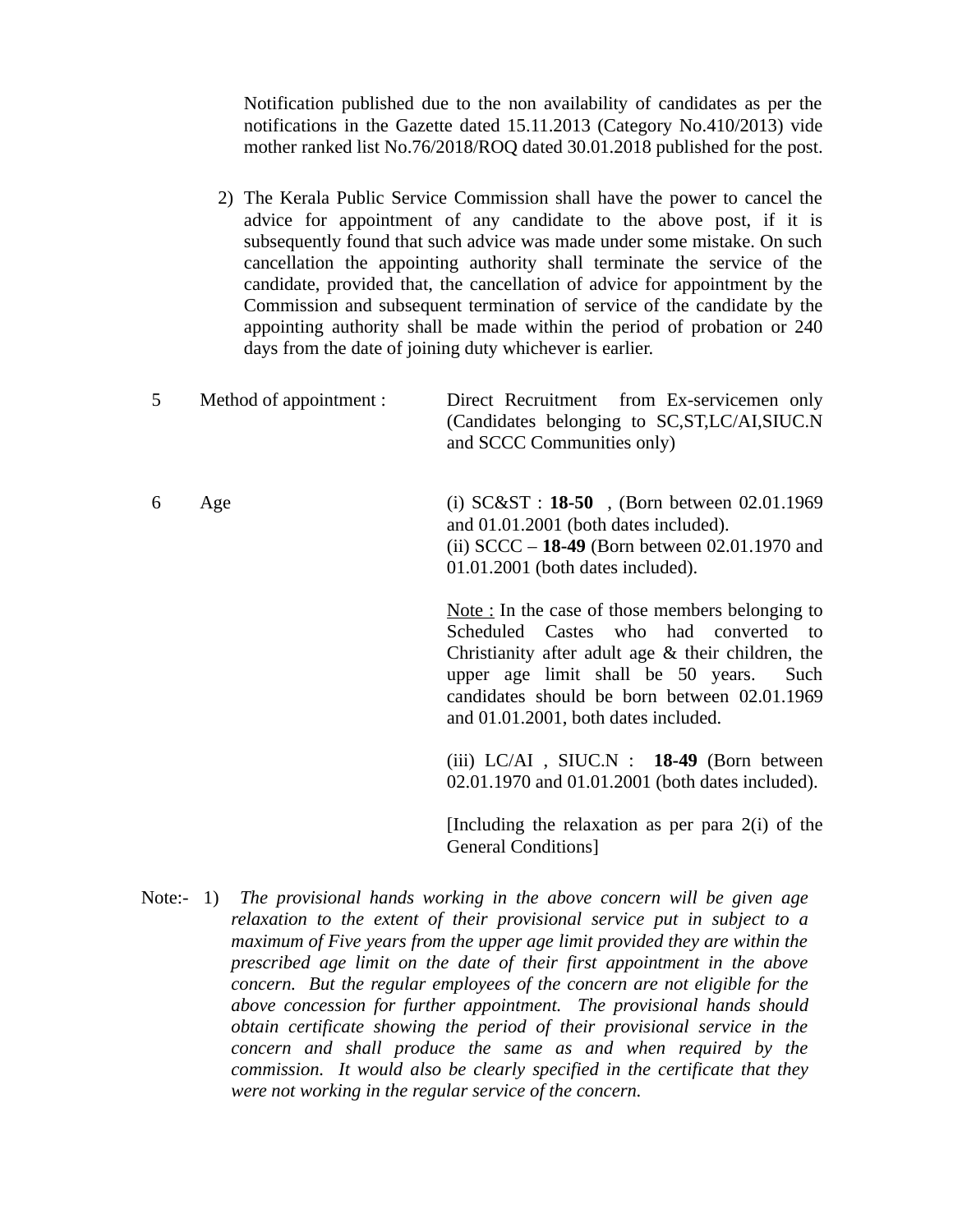Notification published due to the non availability of candidates as per the notifications in the Gazette dated 15.11.2013 (Category No.410/2013) vide mother ranked list No.76/2018/ROQ dated 30.01.2018 published for the post.

2) The Kerala Public Service Commission shall have the power to cancel the advice for appointment of any candidate to the above post, if it is subsequently found that such advice was made under some mistake. On such cancellation the appointing authority shall terminate the service of the candidate, provided that, the cancellation of advice for appointment by the Commission and subsequent termination of service of the candidate by the appointing authority shall be made within the period of probation or 240 days from the date of joining duty whichever is earlier.

5 Method of appointment : Direct Recruitment from Ex-servicemen only (Candidates belonging to SC,ST,LC/AI,SIUC.N and SCCC Communities only)

6 Age

(i) SC&ST : **18-50** , (Born between 02.01.1969 and 01.01.2001 (both dates included).
(ii) SCCC – **18-49** (Born between 02.01.1970 and 01.01.2001 (both dates included).

Note : In the case of those members belonging to Scheduled Castes who had converted to Christianity after adult age & their children, the upper age limit shall be 50 years. Such candidates should be born between 02.01.1969 and 01.01.2001, both dates included.

(iii) LC/AI , SIUC.N : **18-49** (Born between 02.01.1970 and 01.01.2001 (both dates included).

[Including the relaxation as per para 2(i) of the General Conditions]

Note:- 1) *The provisional hands working in the above concern will be given age relaxation to the extent of their provisional service put in subject to a maximum of Five years from the upper age limit provided they are within the prescribed age limit on the date of their first appointment in the above concern. But the regular employees of the concern are not eligible for the above concession for further appointment. The provisional hands should obtain certificate showing the period of their provisional service in the concern and shall produce the same as and when required by the commission. It would also be clearly specified in the certificate that they were not working in the regular service of the concern.*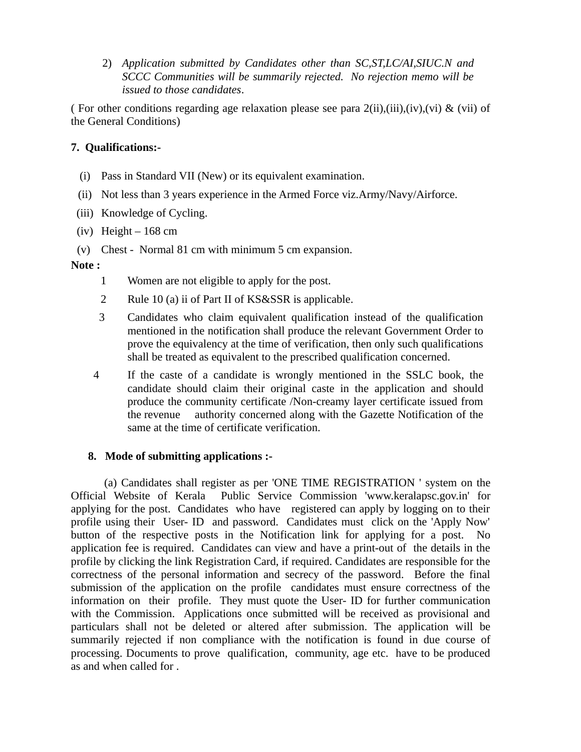2) *Application submitted by Candidates other than SC,ST,LC/AI,SIUC.N and SCCC Communities will be summarily rejected. No rejection memo will be issued to those candidates*.

( For other conditions regarding age relaxation please see para 2(ii),(iii),(iv),(vi) & (vii) of the General Conditions)

**7. Qualifications:-**

(i) Pass in Standard VII (New) or its equivalent examination.

(ii) Not less than 3 years experience in the Armed Force viz.Army/Navy/Airforce.

(iii) Knowledge of Cycling.

(iv) Height – 168 cm

(v) Chest - Normal 81 cm with minimum 5 cm expansion.

**Note :**

1. Women are not eligible to apply for the post.
2. Rule 10 (a) ii of Part II of KS&SSR is applicable.
3. Candidates who claim equivalent qualification instead of the qualification mentioned in the notification shall produce the relevant Government Order to prove the equivalency at the time of verification, then only such qualifications shall be treated as equivalent to the prescribed qualification concerned.
4. If the caste of a candidate is wrongly mentioned in the SSLC book, the candidate should claim their original caste in the application and should produce the community certificate /Non-creamy layer certificate issued from the revenue authority concerned along with the Gazette Notification of the same at the time of certificate verification.

**8. Mode of submitting applications :-**

(a) Candidates shall register as per 'ONE TIME REGISTRATION ' system on the Official Website of Kerala Public Service Commission 'www.keralapsc.gov.in' for applying for the post. Candidates who have registered can apply by logging on to their profile using their User- ID and password. Candidates must click on the 'Apply Now' button of the respective posts in the Notification link for applying for a post. No application fee is required. Candidates can view and have a print-out of the details in the profile by clicking the link Registration Card, if required. Candidates are responsible for the correctness of the personal information and secrecy of the password. Before the final submission of the application on the profile candidates must ensure correctness of the information on their profile. They must quote the User- ID for further communication with the Commission. Applications once submitted will be received as provisional and particulars shall not be deleted or altered after submission. The application will be summarily rejected if non compliance with the notification is found in due course of processing. Documents to prove qualification, community, age etc. have to be produced as and when called for .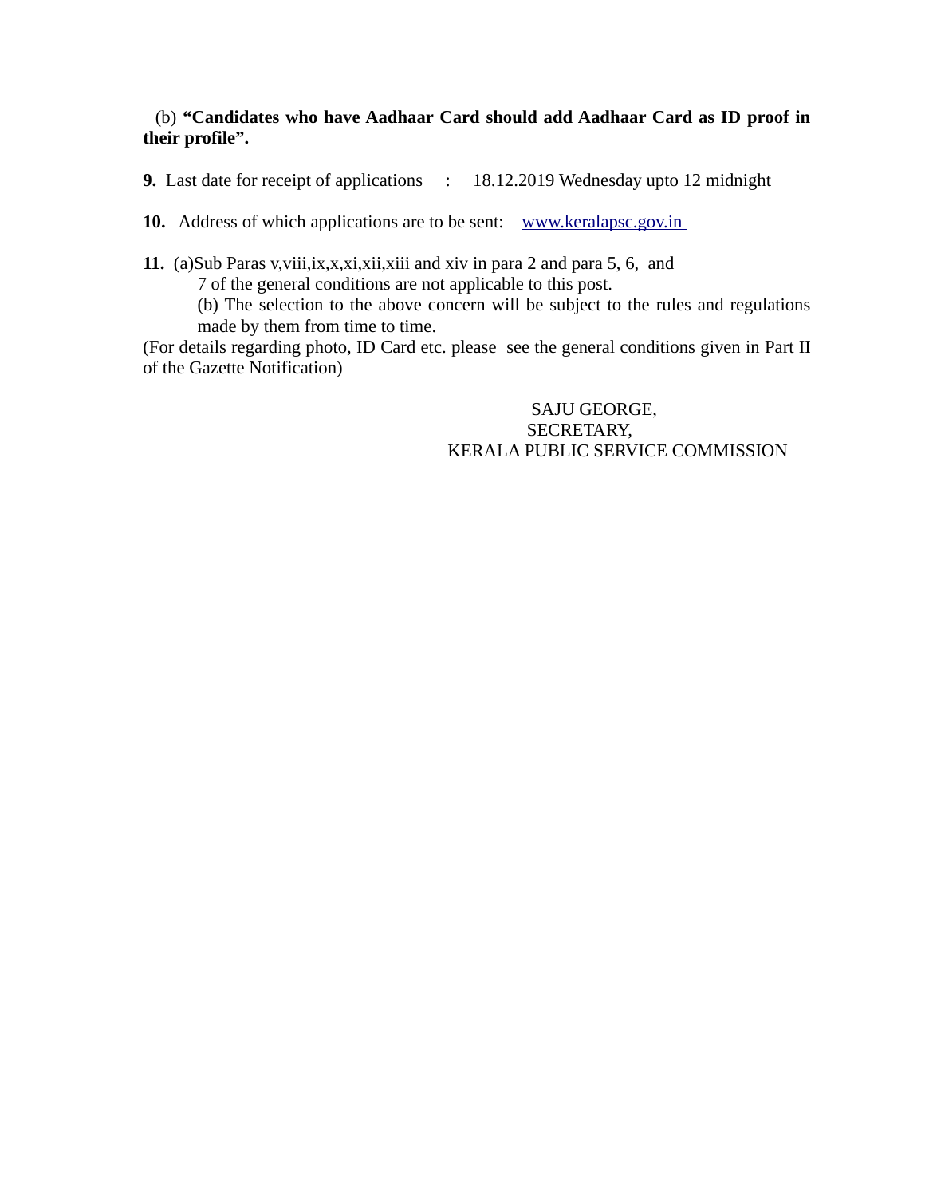(b) **"Candidates who have Aadhaar Card should add Aadhaar Card as ID proof in their profile".**

**9.** Last date for receipt of applications : 18.12.2019 Wednesday upto 12 midnight

**10.** Address of which applications are to be sent: www.keralapsc.gov.in

**11.** (a)Sub Paras v,viii,ix,x,xi,xii,xiii and xiv in para 2 and para 5, 6, and 7 of the general conditions are not applicable to this post.

(b) The selection to the above concern will be subject to the rules and regulations made by them from time to time.

(For details regarding photo, ID Card etc. please see the general conditions given in Part II of the Gazette Notification)

SAJU GEORGE,
SECRETARY,
KERALA PUBLIC SERVICE COMMISSION